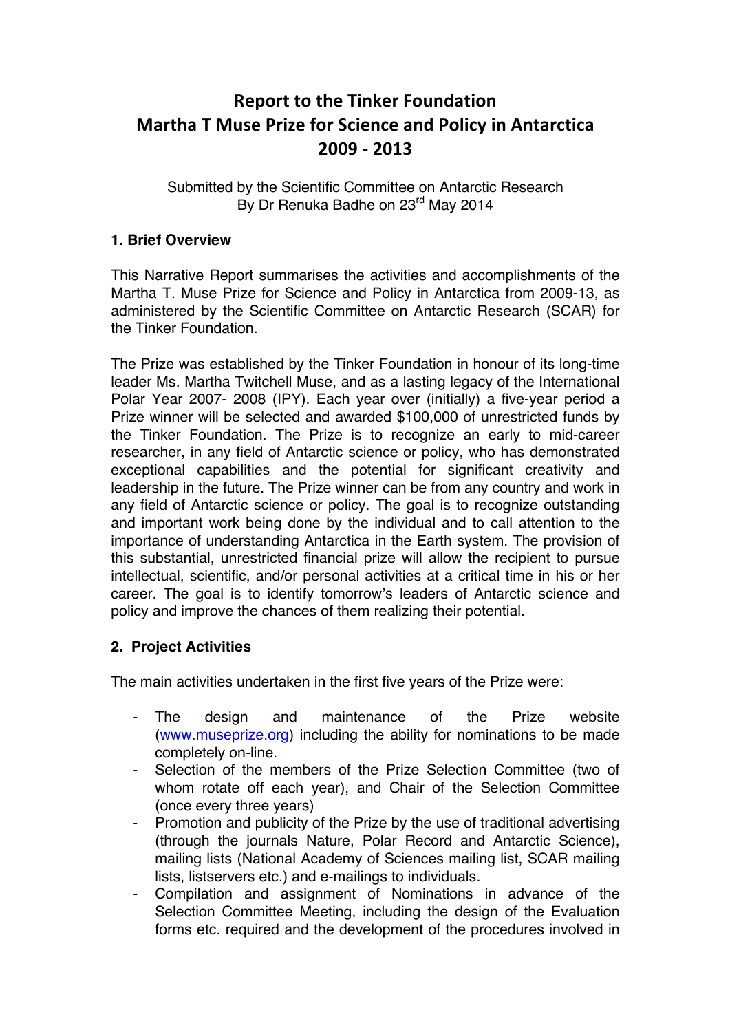# Report to the Tinker Foundation
# Martha T Muse Prize for Science and Policy in Antarctica
# 2009 - 2013

Submitted by the Scientific Committee on Antarctic Research
By Dr Renuka Badhe on 23rd May 2014

### 1. Brief Overview

This Narrative Report summarises the activities and accomplishments of the Martha T. Muse Prize for Science and Policy in Antarctica from 2009-13, as administered by the Scientific Committee on Antarctic Research (SCAR) for the Tinker Foundation.

The Prize was established by the Tinker Foundation in honour of its long-time leader Ms. Martha Twitchell Muse, and as a lasting legacy of the International Polar Year 2007- 2008 (IPY). Each year over (initially) a five-year period a Prize winner will be selected and awarded $100,000 of unrestricted funds by the Tinker Foundation. The Prize is to recognize an early to mid-career researcher, in any field of Antarctic science or policy, who has demonstrated exceptional capabilities and the potential for significant creativity and leadership in the future. The Prize winner can be from any country and work in any field of Antarctic science or policy. The goal is to recognize outstanding and important work being done by the individual and to call attention to the importance of understanding Antarctica in the Earth system. The provision of this substantial, unrestricted financial prize will allow the recipient to pursue intellectual, scientific, and/or personal activities at a critical time in his or her career. The goal is to identify tomorrow's leaders of Antarctic science and policy and improve the chances of them realizing their potential.

### 2. Project Activities

The main activities undertaken in the first five years of the Prize were:

- The design and maintenance of the Prize website (www.museprize.org) including the ability for nominations to be made completely on-line.
- Selection of the members of the Prize Selection Committee (two of whom rotate off each year), and Chair of the Selection Committee (once every three years)
- Promotion and publicity of the Prize by the use of traditional advertising (through the journals Nature, Polar Record and Antarctic Science), mailing lists (National Academy of Sciences mailing list, SCAR mailing lists, listservers etc.) and e-mailings to individuals.
- Compilation and assignment of Nominations in advance of the Selection Committee Meeting, including the design of the Evaluation forms etc. required and the development of the procedures involved in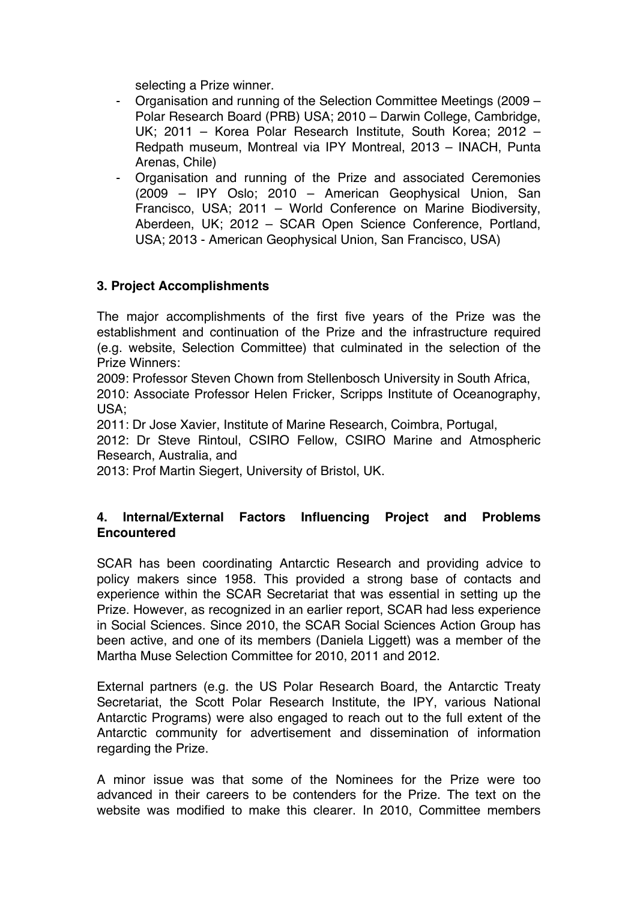selecting a Prize winner.

- Organisation and running of the Selection Committee Meetings (2009 – Polar Research Board (PRB) USA; 2010 – Darwin College, Cambridge, UK; 2011 – Korea Polar Research Institute, South Korea; 2012 – Redpath museum, Montreal via IPY Montreal, 2013 – INACH, Punta Arenas, Chile)
- Organisation and running of the Prize and associated Ceremonies (2009 – IPY Oslo; 2010 – American Geophysical Union, San Francisco, USA; 2011 – World Conference on Marine Biodiversity, Aberdeen, UK; 2012 – SCAR Open Science Conference, Portland, USA; 2013 - American Geophysical Union, San Francisco, USA)

**3. Project Accomplishments**

The major accomplishments of the first five years of the Prize was the establishment and continuation of the Prize and the infrastructure required (e.g. website, Selection Committee) that culminated in the selection of the Prize Winners:

2009: Professor Steven Chown from Stellenbosch University in South Africa,

2010: Associate Professor Helen Fricker, Scripps Institute of Oceanography, USA;

2011: Dr Jose Xavier, Institute of Marine Research, Coimbra, Portugal,

2012: Dr Steve Rintoul, CSIRO Fellow, CSIRO Marine and Atmospheric Research, Australia, and

2013: Prof Martin Siegert, University of Bristol, UK.

**4. Internal/External Factors Influencing Project and Problems Encountered**

SCAR has been coordinating Antarctic Research and providing advice to policy makers since 1958. This provided a strong base of contacts and experience within the SCAR Secretariat that was essential in setting up the Prize. However, as recognized in an earlier report, SCAR had less experience in Social Sciences. Since 2010, the SCAR Social Sciences Action Group has been active, and one of its members (Daniela Liggett) was a member of the Martha Muse Selection Committee for 2010, 2011 and 2012.

External partners (e.g. the US Polar Research Board, the Antarctic Treaty Secretariat, the Scott Polar Research Institute, the IPY, various National Antarctic Programs) were also engaged to reach out to the full extent of the Antarctic community for advertisement and dissemination of information regarding the Prize.

A minor issue was that some of the Nominees for the Prize were too advanced in their careers to be contenders for the Prize. The text on the website was modified to make this clearer. In 2010, Committee members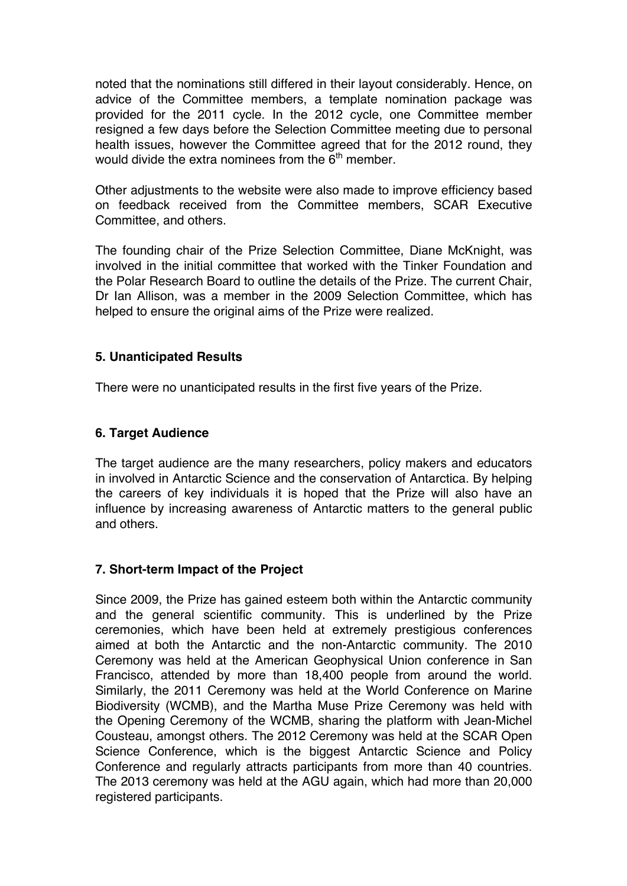noted that the nominations still differed in their layout considerably. Hence, on advice of the Committee members, a template nomination package was provided for the 2011 cycle. In the 2012 cycle, one Committee member resigned a few days before the Selection Committee meeting due to personal health issues, however the Committee agreed that for the 2012 round, they would divide the extra nominees from the 6th member.

Other adjustments to the website were also made to improve efficiency based on feedback received from the Committee members, SCAR Executive Committee, and others.

The founding chair of the Prize Selection Committee, Diane McKnight, was involved in the initial committee that worked with the Tinker Foundation and the Polar Research Board to outline the details of the Prize. The current Chair, Dr Ian Allison, was a member in the 2009 Selection Committee, which has helped to ensure the original aims of the Prize were realized.

### 5. Unanticipated Results

There were no unanticipated results in the first five years of the Prize.

### 6. Target Audience

The target audience are the many researchers, policy makers and educators in involved in Antarctic Science and the conservation of Antarctica. By helping the careers of key individuals it is hoped that the Prize will also have an influence by increasing awareness of Antarctic matters to the general public and others.

### 7. Short-term Impact of the Project

Since 2009, the Prize has gained esteem both within the Antarctic community and the general scientific community. This is underlined by the Prize ceremonies, which have been held at extremely prestigious conferences aimed at both the Antarctic and the non-Antarctic community. The 2010 Ceremony was held at the American Geophysical Union conference in San Francisco, attended by more than 18,400 people from around the world. Similarly, the 2011 Ceremony was held at the World Conference on Marine Biodiversity (WCMB), and the Martha Muse Prize Ceremony was held with the Opening Ceremony of the WCMB, sharing the platform with Jean-Michel Cousteau, amongst others. The 2012 Ceremony was held at the SCAR Open Science Conference, which is the biggest Antarctic Science and Policy Conference and regularly attracts participants from more than 40 countries. The 2013 ceremony was held at the AGU again, which had more than 20,000 registered participants.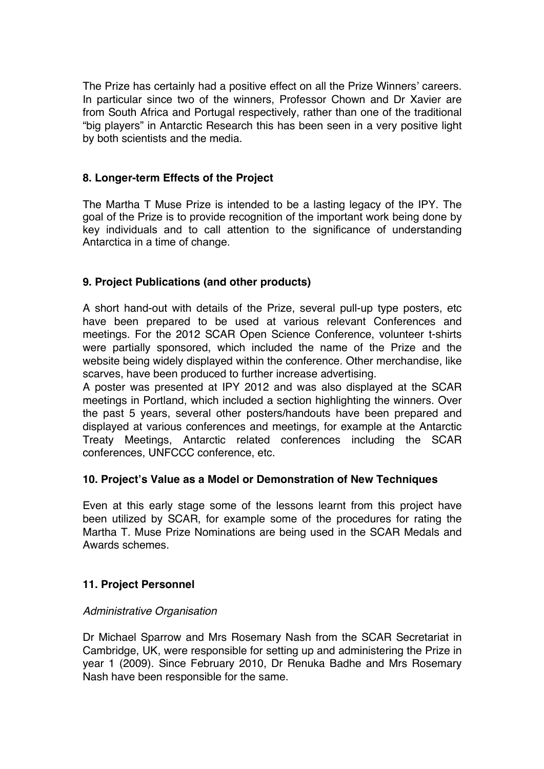The Prize has certainly had a positive effect on all the Prize Winners' careers. In particular since two of the winners, Professor Chown and Dr Xavier are from South Africa and Portugal respectively, rather than one of the traditional "big players" in Antarctic Research this has been seen in a very positive light by both scientists and the media.

## 8. Longer-term Effects of the Project

The Martha T Muse Prize is intended to be a lasting legacy of the IPY. The goal of the Prize is to provide recognition of the important work being done by key individuals and to call attention to the significance of understanding Antarctica in a time of change.

## 9. Project Publications (and other products)

A short hand-out with details of the Prize, several pull-up type posters, etc have been prepared to be used at various relevant Conferences and meetings. For the 2012 SCAR Open Science Conference, volunteer t-shirts were partially sponsored, which included the name of the Prize and the website being widely displayed within the conference. Other merchandise, like scarves, have been produced to further increase advertising.
A poster was presented at IPY 2012 and was also displayed at the SCAR meetings in Portland, which included a section highlighting the winners. Over the past 5 years, several other posters/handouts have been prepared and displayed at various conferences and meetings, for example at the Antarctic Treaty Meetings, Antarctic related conferences including the SCAR conferences, UNFCCC conference, etc.

## 10. Project's Value as a Model or Demonstration of New Techniques

Even at this early stage some of the lessons learnt from this project have been utilized by SCAR, for example some of the procedures for rating the Martha T. Muse Prize Nominations are being used in the SCAR Medals and Awards schemes.

## 11. Project Personnel

*Administrative Organisation*

Dr Michael Sparrow and Mrs Rosemary Nash from the SCAR Secretariat in Cambridge, UK, were responsible for setting up and administering the Prize in year 1 (2009). Since February 2010, Dr Renuka Badhe and Mrs Rosemary Nash have been responsible for the same.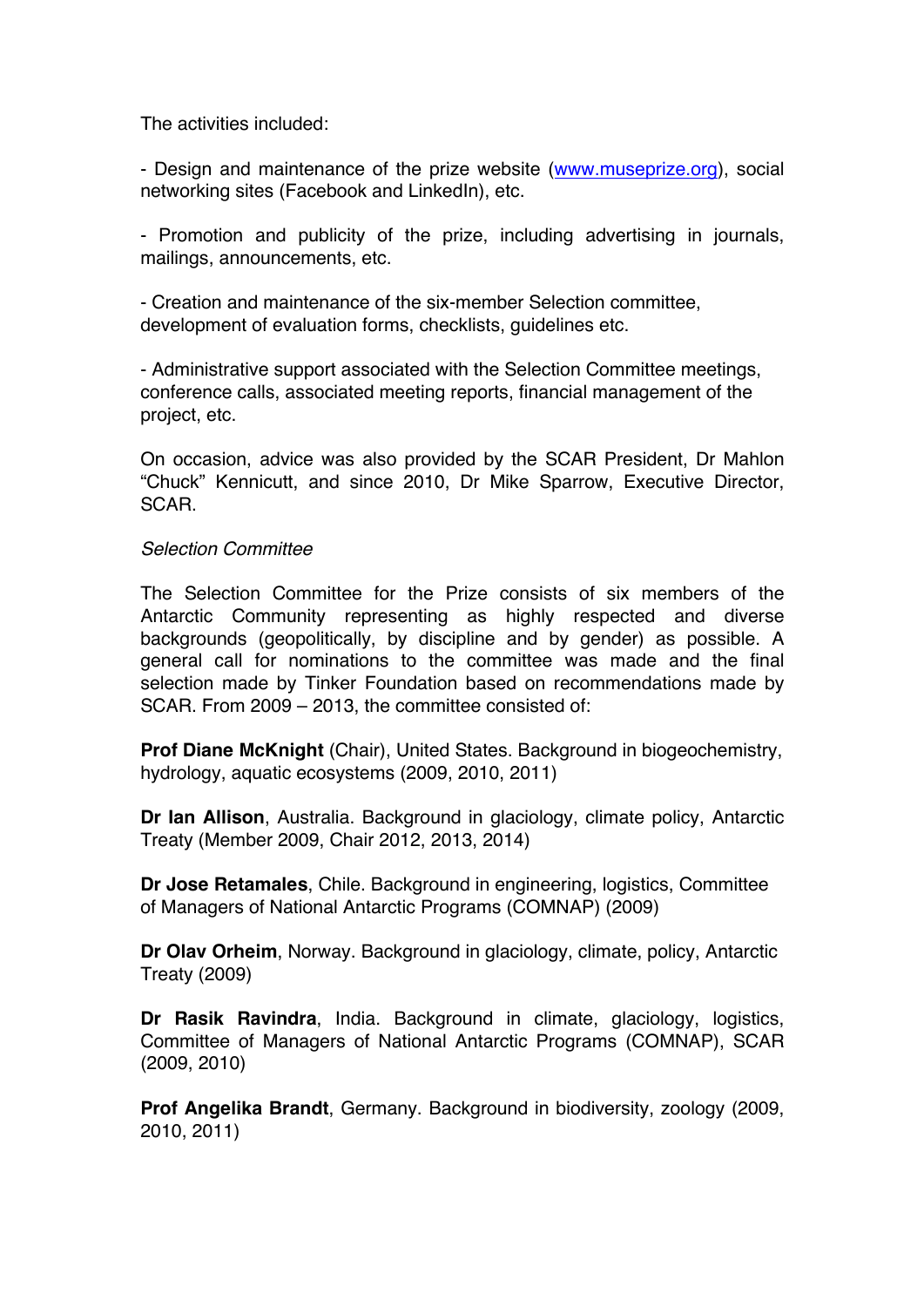The activities included:

- Design and maintenance of the prize website ([www.museprize.org](www.museprize.org)), social networking sites (Facebook and LinkedIn), etc.

- Promotion and publicity of the prize, including advertising in journals, mailings, announcements, etc.

- Creation and maintenance of the six-member Selection committee, development of evaluation forms, checklists, guidelines etc.

- Administrative support associated with the Selection Committee meetings, conference calls, associated meeting reports, financial management of the project, etc.

On occasion, advice was also provided by the SCAR President, Dr Mahlon "Chuck" Kennicutt, and since 2010, Dr Mike Sparrow, Executive Director, SCAR.

*Selection Committee*

The Selection Committee for the Prize consists of six members of the Antarctic Community representing as highly respected and diverse backgrounds (geopolitically, by discipline and by gender) as possible. A general call for nominations to the committee was made and the final selection made by Tinker Foundation based on recommendations made by SCAR. From 2009 – 2013, the committee consisted of:

**Prof Diane McKnight** (Chair), United States. Background in biogeochemistry, hydrology, aquatic ecosystems (2009, 2010, 2011)

**Dr Ian Allison**, Australia. Background in glaciology, climate policy, Antarctic Treaty (Member 2009, Chair 2012, 2013, 2014)

**Dr Jose Retamales**, Chile. Background in engineering, logistics, Committee of Managers of National Antarctic Programs (COMNAP) (2009)

**Dr Olav Orheim**, Norway. Background in glaciology, climate, policy, Antarctic Treaty (2009)

**Dr Rasik Ravindra**, India. Background in climate, glaciology, logistics, Committee of Managers of National Antarctic Programs (COMNAP), SCAR (2009, 2010)

**Prof Angelika Brandt**, Germany. Background in biodiversity, zoology (2009, 2010, 2011)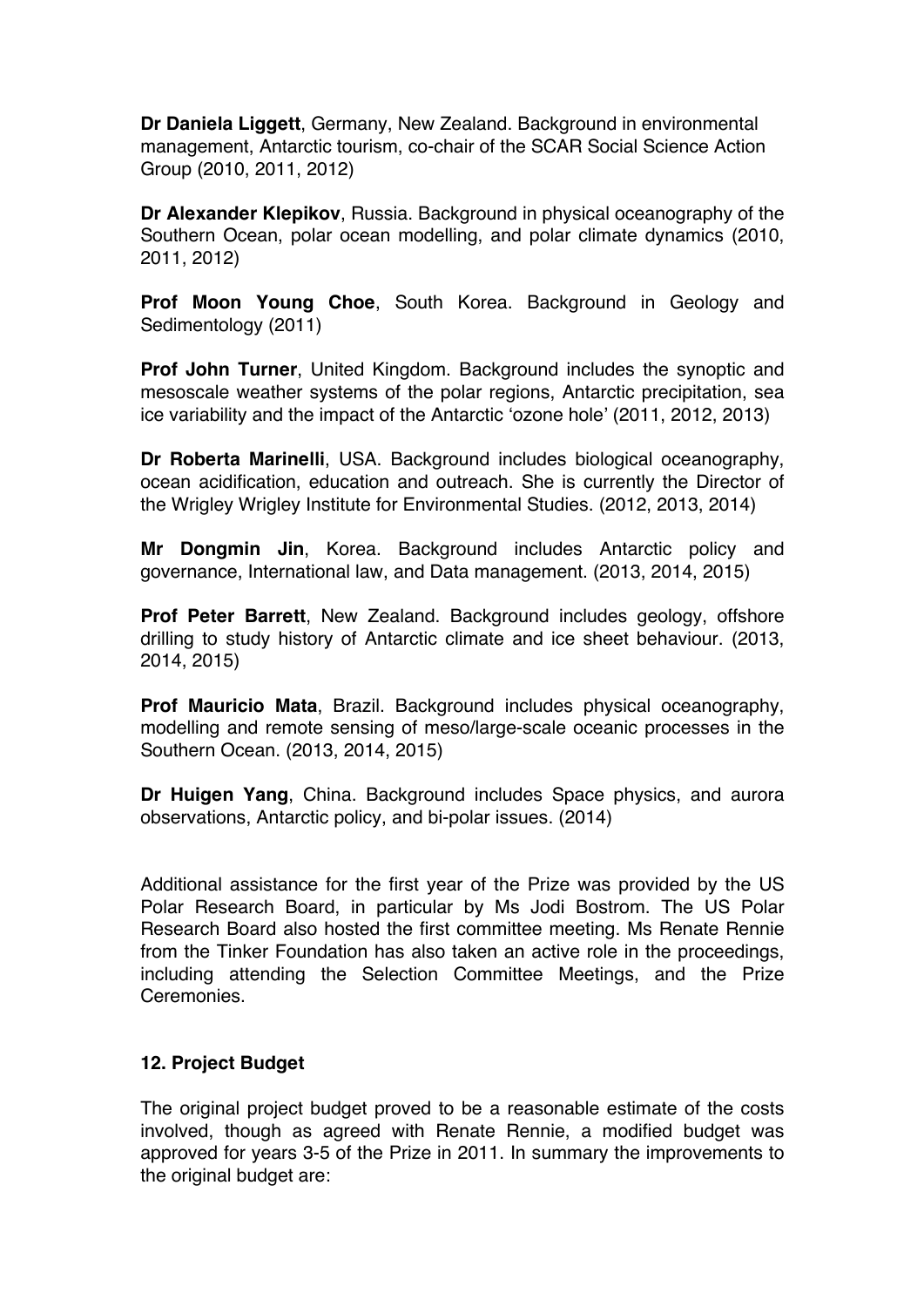**Dr Daniela Liggett**, Germany, New Zealand. Background in environmental management, Antarctic tourism, co-chair of the SCAR Social Science Action Group (2010, 2011, 2012)

**Dr Alexander Klepikov**, Russia. Background in physical oceanography of the Southern Ocean, polar ocean modelling, and polar climate dynamics (2010, 2011, 2012)

**Prof Moon Young Choe**, South Korea. Background in Geology and Sedimentology (2011)

**Prof John Turner**, United Kingdom. Background includes the synoptic and mesoscale weather systems of the polar regions, Antarctic precipitation, sea ice variability and the impact of the Antarctic 'ozone hole' (2011, 2012, 2013)

**Dr Roberta Marinelli**, USA. Background includes biological oceanography, ocean acidification, education and outreach. She is currently the Director of the Wrigley Wrigley Institute for Environmental Studies. (2012, 2013, 2014)

**Mr Dongmin Jin**, Korea. Background includes Antarctic policy and governance, International law, and Data management. (2013, 2014, 2015)

**Prof Peter Barrett**, New Zealand. Background includes geology, offshore drilling to study history of Antarctic climate and ice sheet behaviour. (2013, 2014, 2015)

**Prof Mauricio Mata**, Brazil. Background includes physical oceanography, modelling and remote sensing of meso/large-scale oceanic processes in the Southern Ocean. (2013, 2014, 2015)

**Dr Huigen Yang**, China. Background includes Space physics, and aurora observations, Antarctic policy, and bi-polar issues. (2014)

Additional assistance for the first year of the Prize was provided by the US Polar Research Board, in particular by Ms Jodi Bostrom. The US Polar Research Board also hosted the first committee meeting. Ms Renate Rennie from the Tinker Foundation has also taken an active role in the proceedings, including attending the Selection Committee Meetings, and the Prize Ceremonies.

### 12. Project Budget

The original project budget proved to be a reasonable estimate of the costs involved, though as agreed with Renate Rennie, a modified budget was approved for years 3-5 of the Prize in 2011. In summary the improvements to the original budget are: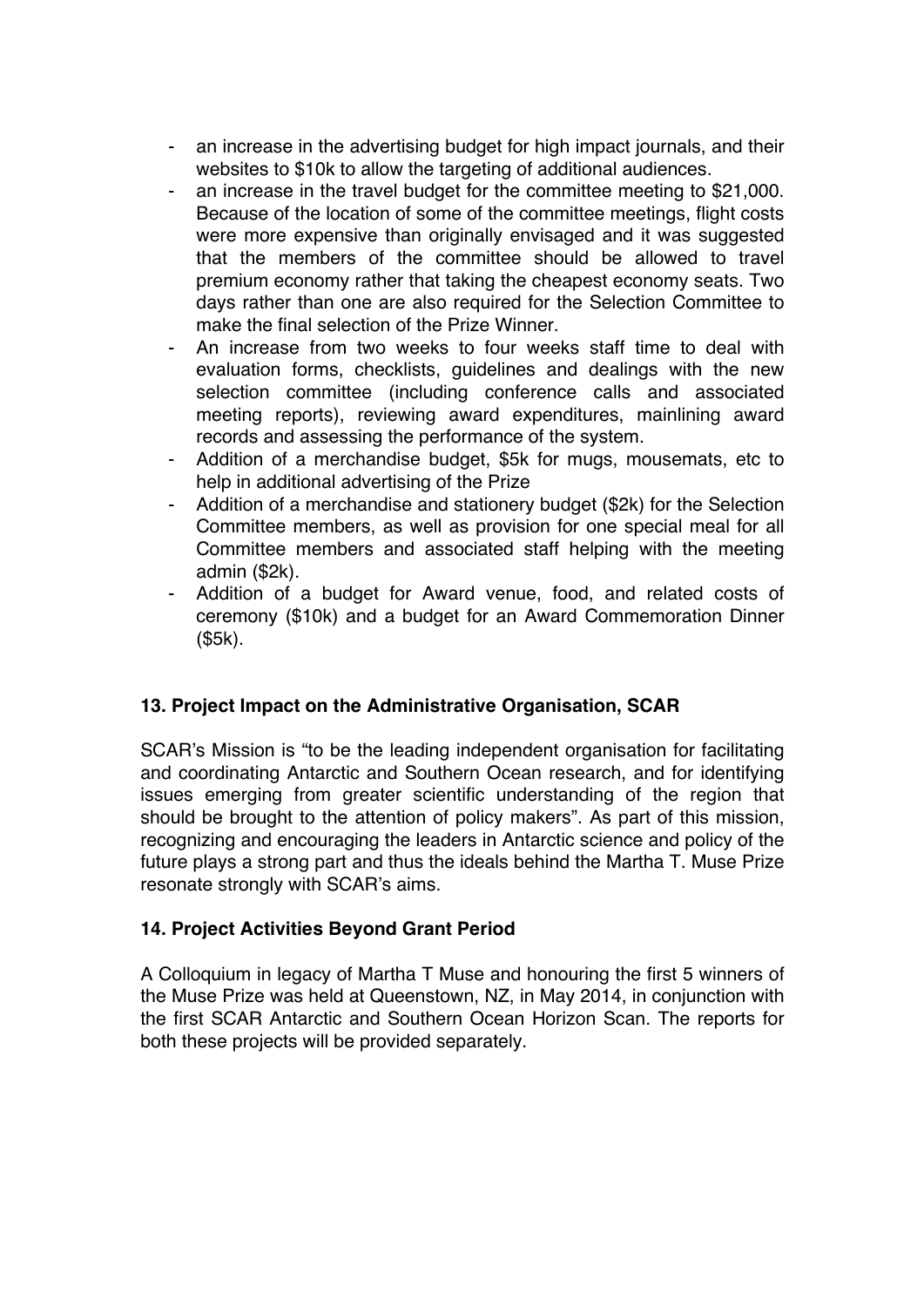- an increase in the advertising budget for high impact journals, and their websites to $10k to allow the targeting of additional audiences.
- an increase in the travel budget for the committee meeting to $21,000. Because of the location of some of the committee meetings, flight costs were more expensive than originally envisaged and it was suggested that the members of the committee should be allowed to travel premium economy rather that taking the cheapest economy seats. Two days rather than one are also required for the Selection Committee to make the final selection of the Prize Winner.
- An increase from two weeks to four weeks staff time to deal with evaluation forms, checklists, guidelines and dealings with the new selection committee (including conference calls and associated meeting reports), reviewing award expenditures, mainlining award records and assessing the performance of the system.
- Addition of a merchandise budget, $5k for mugs, mousemats, etc to help in additional advertising of the Prize
- Addition of a merchandise and stationery budget ($2k) for the Selection Committee members, as well as provision for one special meal for all Committee members and associated staff helping with the meeting admin ($2k).
- Addition of a budget for Award venue, food, and related costs of ceremony ($10k) and a budget for an Award Commemoration Dinner ($5k).

**13. Project Impact on the Administrative Organisation, SCAR**

SCAR's Mission is "to be the leading independent organisation for facilitating and coordinating Antarctic and Southern Ocean research, and for identifying issues emerging from greater scientific understanding of the region that should be brought to the attention of policy makers". As part of this mission, recognizing and encouraging the leaders in Antarctic science and policy of the future plays a strong part and thus the ideals behind the Martha T. Muse Prize resonate strongly with SCAR's aims.

**14. Project Activities Beyond Grant Period**

A Colloquium in legacy of Martha T Muse and honouring the first 5 winners of the Muse Prize was held at Queenstown, NZ, in May 2014, in conjunction with the first SCAR Antarctic and Southern Ocean Horizon Scan. The reports for both these projects will be provided separately.